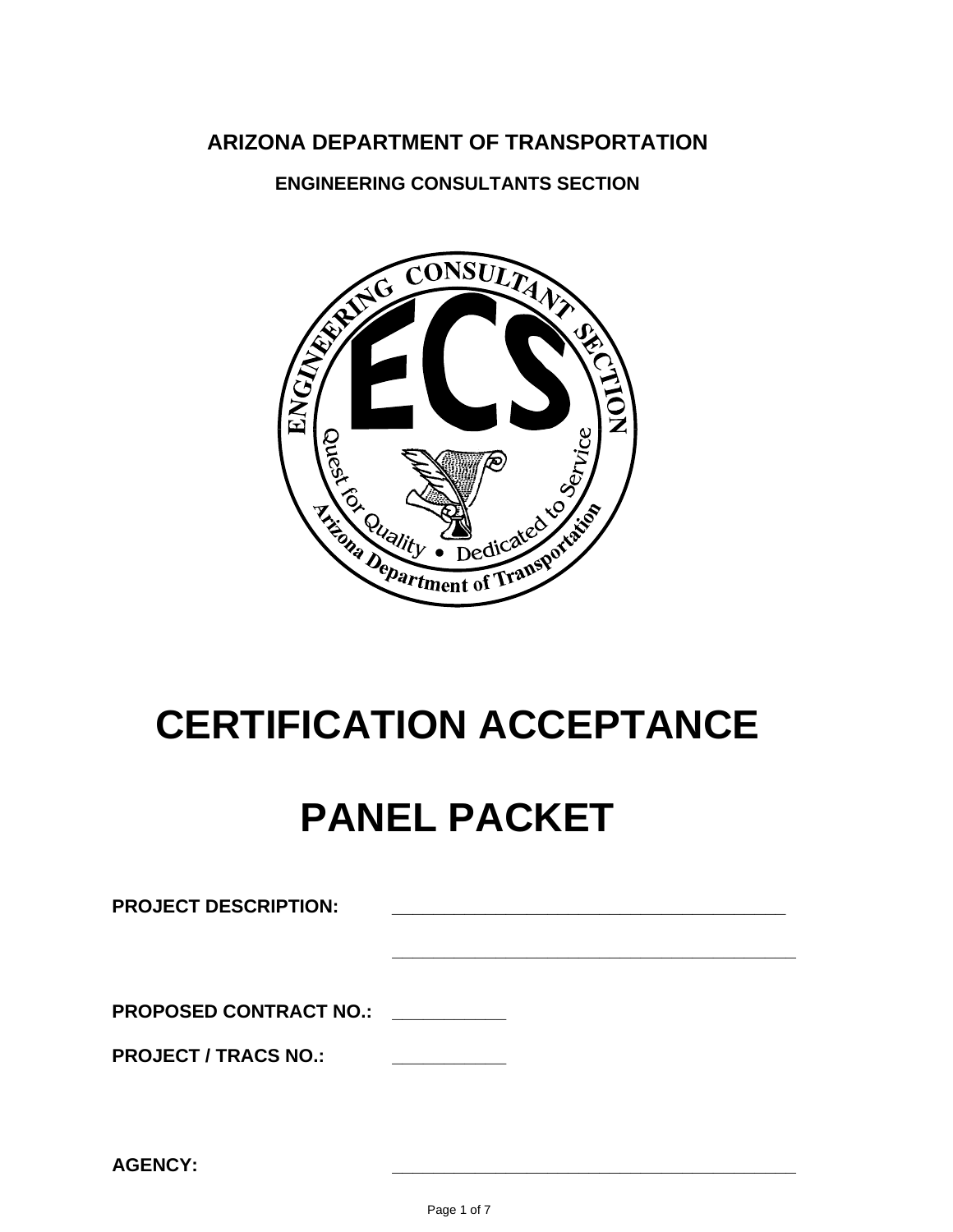**ARIZONA DEPARTMENT OF TRANSPORTATION**

**ENGINEERING CONSULTANTS SECTION**

# CERTIFICATION ACCEPTANCE

# PANEL PACKET

**PROJECT DESCRIPTION:** ________________________________________

________________________________________

**PROPOSED CONTRACT NO.:** ___________

**PROJECT / TRACS NO.:** ___________

**AGENCY:** ________________________________________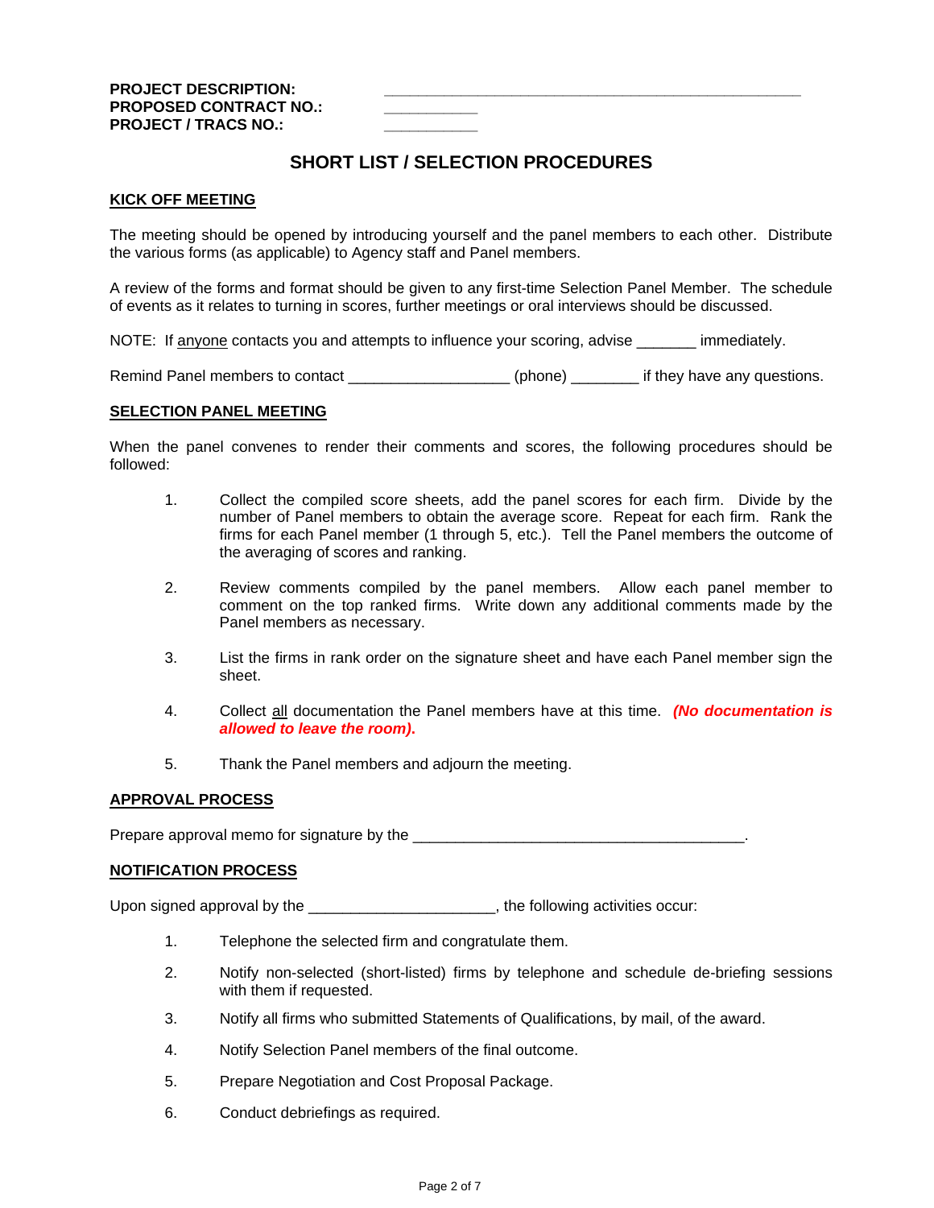**PROJECT DESCRIPTION:** ______________________________________________
**PROPOSED CONTRACT NO.:** __________
**PROJECT / TRACS NO.:** __________

## SHORT LIST / SELECTION PROCEDURES

### KICK OFF MEETING

The meeting should be opened by introducing yourself and the panel members to each other. Distribute the various forms (as applicable) to Agency staff and Panel members.

A review of the forms and format should be given to any first-time Selection Panel Member. The schedule of events as it relates to turning in scores, further meetings or oral interviews should be discussed.

NOTE: If anyone contacts you and attempts to influence your scoring, advise _______ immediately.

Remind Panel members to contact __________________ (phone) ________ if they have any questions.

### SELECTION PANEL MEETING

When the panel convenes to render their comments and scores, the following procedures should be followed:

1. Collect the compiled score sheets, add the panel scores for each firm. Divide by the number of Panel members to obtain the average score. Repeat for each firm. Rank the firms for each Panel member (1 through 5, etc.). Tell the Panel members the outcome of the averaging of scores and ranking.

2. Review comments compiled by the panel members. Allow each panel member to comment on the top ranked firms. Write down any additional comments made by the Panel members as necessary.

3. List the firms in rank order on the signature sheet and have each Panel member sign the sheet.

4. Collect all documentation the Panel members have at this time. ***(No documentation is allowed to leave the room).***

5. Thank the Panel members and adjourn the meeting.

### APPROVAL PROCESS

Prepare approval memo for signature by the ______________________________________.

### NOTIFICATION PROCESS

Upon signed approval by the _____________________, the following activities occur:

1. Telephone the selected firm and congratulate them.

2. Notify non-selected (short-listed) firms by telephone and schedule de-briefing sessions with them if requested.

3. Notify all firms who submitted Statements of Qualifications, by mail, of the award.

4. Notify Selection Panel members of the final outcome.

5. Prepare Negotiation and Cost Proposal Package.

6. Conduct debriefings as required.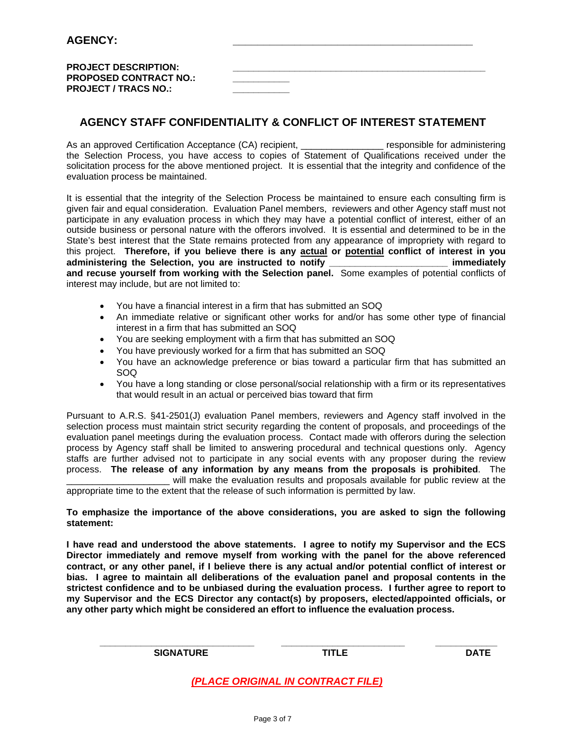**AGENCY:** \_\_\_\_\_\_\_\_\_\_\_\_\_\_\_\_\_\_\_\_\_\_\_\_\_\_\_\_\_\_\_\_\_\_\_\_\_\_\_\_

**PROJECT DESCRIPTION:** \_\_\_\_\_\_\_\_\_\_\_\_\_\_\_\_\_\_\_\_\_\_\_\_\_\_\_\_\_\_\_\_\_\_\_\_\_\_\_\_\_\_\_\_
**PROPOSED CONTRACT NO.:** \_\_\_\_\_\_\_\_\_\_
**PROJECT / TRACS NO.:** \_\_\_\_\_\_\_\_\_\_

## AGENCY STAFF CONFIDENTIALITY & CONFLICT OF INTEREST STATEMENT

As an approved Certification Acceptance (CA) recipient, \_\_\_\_\_\_\_\_\_\_\_\_\_\_\_ responsible for administering the Selection Process, you have access to copies of Statement of Qualifications received under the solicitation process for the above mentioned project. It is essential that the integrity and confidence of the evaluation process be maintained.

It is essential that the integrity of the Selection Process be maintained to ensure each consulting firm is given fair and equal consideration. Evaluation Panel members, reviewers and other Agency staff must not participate in any evaluation process in which they may have a potential conflict of interest, either of an outside business or personal nature with the offerors involved. It is essential and determined to be in the State's best interest that the State remains protected from any appearance of impropriety with regard to this project. **Therefore, if you believe there is any actual or potential conflict of interest in you administering the Selection, you are instructed to notify \_\_\_\_\_\_\_\_\_\_\_\_\_\_\_\_\_\_\_\_\_\_ immediately and recuse yourself from working with the Selection panel.** Some examples of potential conflicts of interest may include, but are not limited to:

- You have a financial interest in a firm that has submitted an SOQ
- An immediate relative or significant other works for and/or has some other type of financial interest in a firm that has submitted an SOQ
- You are seeking employment with a firm that has submitted an SOQ
- You have previously worked for a firm that has submitted an SOQ
- You have an acknowledge preference or bias toward a particular firm that has submitted an SOQ
- You have a long standing or close personal/social relationship with a firm or its representatives that would result in an actual or perceived bias toward that firm

Pursuant to A.R.S. §41-2501(J) evaluation Panel members, reviewers and Agency staff involved in the selection process must maintain strict security regarding the content of proposals, and proceedings of the evaluation panel meetings during the evaluation process. Contact made with offerors during the selection process by Agency staff shall be limited to answering procedural and technical questions only. Agency staffs are further advised not to participate in any social events with any proposer during the review process. **The release of any information by any means from the proposals is prohibited**. The \_\_\_\_\_\_\_\_\_\_\_\_\_\_\_\_\_\_\_ will make the evaluation results and proposals available for public review at the appropriate time to the extent that the release of such information is permitted by law.

**To emphasize the importance of the above considerations, you are asked to sign the following statement:**

**I have read and understood the above statements. I agree to notify my Supervisor and the ECS Director immediately and remove myself from working with the panel for the above referenced contract, or any other panel, if I believe there is any actual and/or potential conflict of interest or bias. I agree to maintain all deliberations of the evaluation panel and proposal contents in the strictest confidence and to be unbiased during the evaluation process. I further agree to report to my Supervisor and the ECS Director any contact(s) by proposers, elected/appointed officials, or any other party which might be considered an effort to influence the evaluation process.**

| \_\_\_\_\_\_\_\_\_\_\_\_\_\_\_\_\_\_\_\_\_\_\_\_\_\_ | \_\_\_\_\_\_\_\_\_\_\_\_\_\_\_\_\_\_\_\_\_\_ | \_\_\_\_\_\_\_\_\_\_ |
|---|---|---|
| **SIGNATURE** | **TITLE** | **DATE** |

***(PLACE ORIGINAL IN CONTRACT FILE)***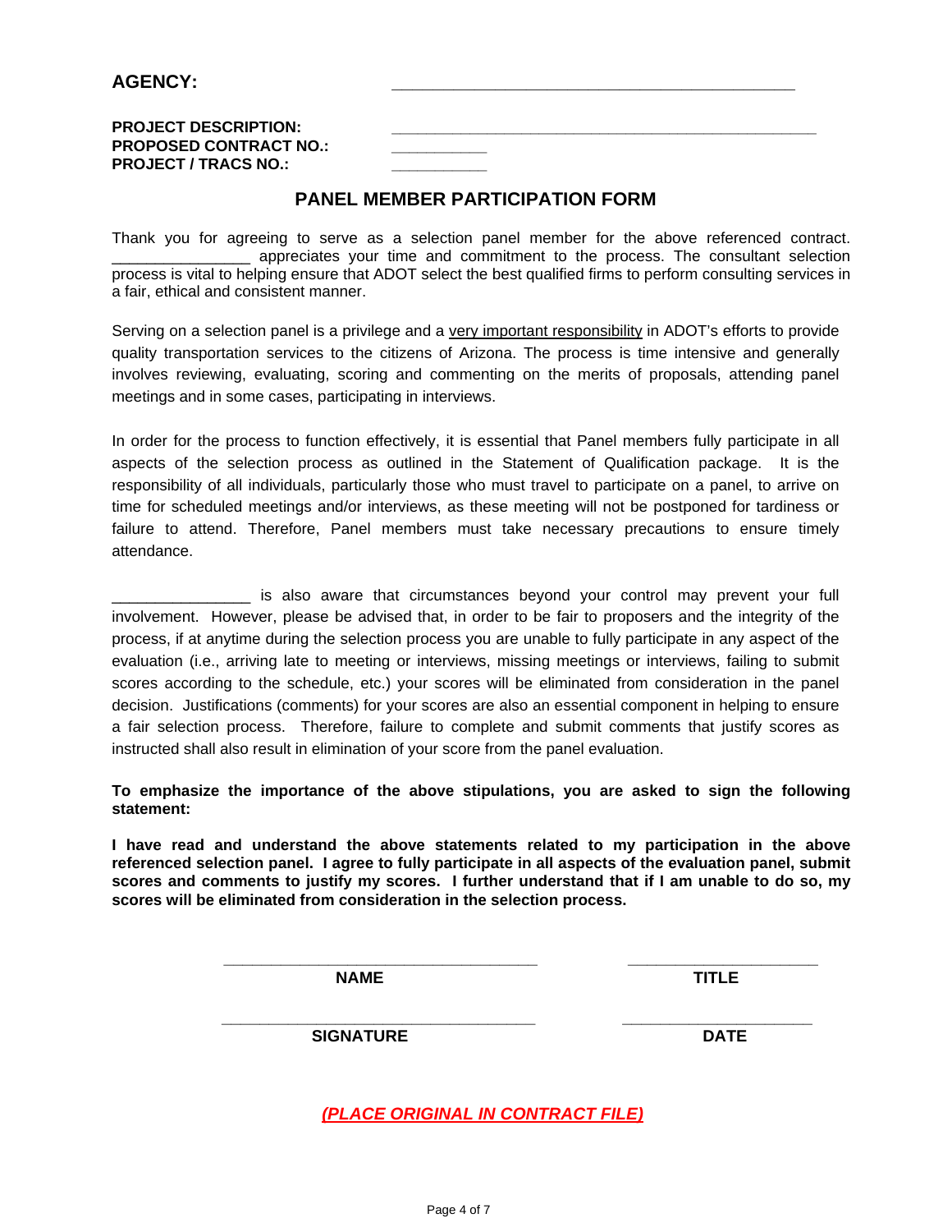**AGENCY:** ________________________________________

**PROJECT DESCRIPTION:** ________________________________________
**PROPOSED CONTRACT NO.:** __________
**PROJECT / TRACS NO.:** __________

## PANEL MEMBER PARTICIPATION FORM

Thank you for agreeing to serve as a selection panel member for the above referenced contract. _______________ appreciates your time and commitment to the process. The consultant selection process is vital to helping ensure that ADOT select the best qualified firms to perform consulting services in a fair, ethical and consistent manner.

Serving on a selection panel is a privilege and a very important responsibility in ADOT's efforts to provide quality transportation services to the citizens of Arizona. The process is time intensive and generally involves reviewing, evaluating, scoring and commenting on the merits of proposals, attending panel meetings and in some cases, participating in interviews.

In order for the process to function effectively, it is essential that Panel members fully participate in all aspects of the selection process as outlined in the Statement of Qualification package. It is the responsibility of all individuals, particularly those who must travel to participate on a panel, to arrive on time for scheduled meetings and/or interviews, as these meeting will not be postponed for tardiness or failure to attend. Therefore, Panel members must take necessary precautions to ensure timely attendance.

_______________ is also aware that circumstances beyond your control may prevent your full involvement. However, please be advised that, in order to be fair to proposers and the integrity of the process, if at anytime during the selection process you are unable to fully participate in any aspect of the evaluation (i.e., arriving late to meeting or interviews, missing meetings or interviews, failing to submit scores according to the schedule, etc.) your scores will be eliminated from consideration in the panel decision. Justifications (comments) for your scores are also an essential component in helping to ensure a fair selection process. Therefore, failure to complete and submit comments that justify scores as instructed shall also result in elimination of your score from the panel evaluation.

**To emphasize the importance of the above stipulations, you are asked to sign the following statement:**

**I have read and understand the above statements related to my participation in the above referenced selection panel. I agree to fully participate in all aspects of the evaluation panel, submit scores and comments to justify my scores. I further understand that if I am unable to do so, my scores will be eliminated from consideration in the selection process.**

| ______________________________ | ____________________ |
|---|---|
| **NAME** | **TITLE** |
| ______________________________ | ____________________ |
| **SIGNATURE** | **DATE** |

***(PLACE ORIGINAL IN CONTRACT FILE)***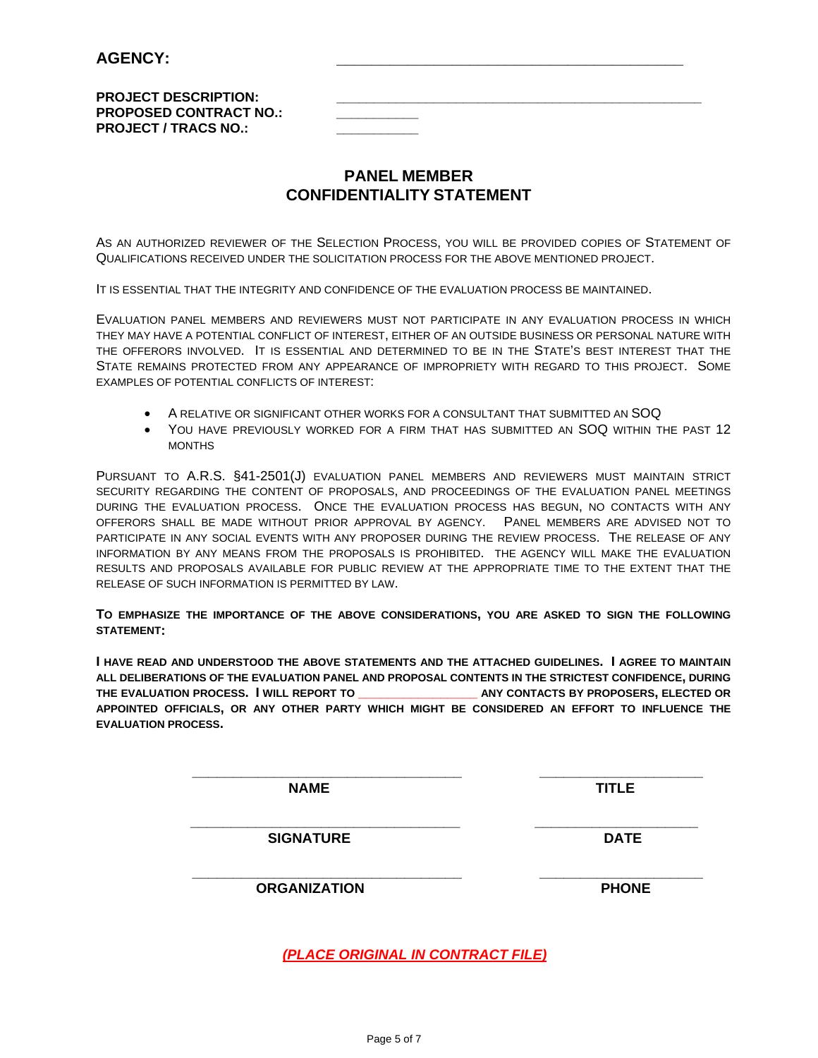**AGENCY:** \_\_\_\_\_\_\_\_\_\_\_\_\_\_\_\_\_\_\_\_\_\_\_\_\_\_\_\_\_\_\_\_\_\_\_\_\_\_\_\_

**PROJECT DESCRIPTION:** \_\_\_\_\_\_\_\_\_\_\_\_\_\_\_\_\_\_\_\_\_\_\_\_\_\_\_\_\_\_\_\_\_\_\_\_\_\_\_\_\_\_
**PROPOSED CONTRACT NO.:** \_\_\_\_\_\_\_\_\_\_
**PROJECT / TRACS NO.:** \_\_\_\_\_\_\_\_\_\_

# PANEL MEMBER CONFIDENTIALITY STATEMENT

AS AN AUTHORIZED REVIEWER OF THE SELECTION PROCESS, YOU WILL BE PROVIDED COPIES OF STATEMENT OF QUALIFICATIONS RECEIVED UNDER THE SOLICITATION PROCESS FOR THE ABOVE MENTIONED PROJECT.

IT IS ESSENTIAL THAT THE INTEGRITY AND CONFIDENCE OF THE EVALUATION PROCESS BE MAINTAINED.

EVALUATION PANEL MEMBERS AND REVIEWERS MUST NOT PARTICIPATE IN ANY EVALUATION PROCESS IN WHICH THEY MAY HAVE A POTENTIAL CONFLICT OF INTEREST, EITHER OF AN OUTSIDE BUSINESS OR PERSONAL NATURE WITH THE OFFERORS INVOLVED. IT IS ESSENTIAL AND DETERMINED TO BE IN THE STATE'S BEST INTEREST THAT THE STATE REMAINS PROTECTED FROM ANY APPEARANCE OF IMPROPRIETY WITH REGARD TO THIS PROJECT. SOME EXAMPLES OF POTENTIAL CONFLICTS OF INTEREST:

- A RELATIVE OR SIGNIFICANT OTHER WORKS FOR A CONSULTANT THAT SUBMITTED AN SOQ
- YOU HAVE PREVIOUSLY WORKED FOR A FIRM THAT HAS SUBMITTED AN SOQ WITHIN THE PAST 12 MONTHS

PURSUANT TO A.R.S. §41-2501(J) EVALUATION PANEL MEMBERS AND REVIEWERS MUST MAINTAIN STRICT SECURITY REGARDING THE CONTENT OF PROPOSALS, AND PROCEEDINGS OF THE EVALUATION PANEL MEETINGS DURING THE EVALUATION PROCESS. ONCE THE EVALUATION PROCESS HAS BEGUN, NO CONTACTS WITH ANY OFFERORS SHALL BE MADE WITHOUT PRIOR APPROVAL BY AGENCY. PANEL MEMBERS ARE ADVISED NOT TO PARTICIPATE IN ANY SOCIAL EVENTS WITH ANY PROPOSER DURING THE REVIEW PROCESS. THE RELEASE OF ANY INFORMATION BY ANY MEANS FROM THE PROPOSALS IS PROHIBITED. THE AGENCY WILL MAKE THE EVALUATION RESULTS AND PROPOSALS AVAILABLE FOR PUBLIC REVIEW AT THE APPROPRIATE TIME TO THE EXTENT THAT THE RELEASE OF SUCH INFORMATION IS PERMITTED BY LAW.

**TO EMPHASIZE THE IMPORTANCE OF THE ABOVE CONSIDERATIONS, YOU ARE ASKED TO SIGN THE FOLLOWING STATEMENT:**

**I HAVE READ AND UNDERSTOOD THE ABOVE STATEMENTS AND THE ATTACHED GUIDELINES. I AGREE TO MAINTAIN ALL DELIBERATIONS OF THE EVALUATION PANEL AND PROPOSAL CONTENTS IN THE STRICTEST CONFIDENCE, DURING THE EVALUATION PROCESS. I WILL REPORT TO \_\_\_\_\_\_\_\_\_\_\_\_\_\_\_\_\_\_ ANY CONTACTS BY PROPOSERS, ELECTED OR APPOINTED OFFICIALS, OR ANY OTHER PARTY WHICH MIGHT BE CONSIDERED AN EFFORT TO INFLUENCE THE EVALUATION PROCESS.**

| \_\_\_\_\_\_\_\_\_\_\_\_\_\_\_\_\_\_\_\_\_\_\_\_\_\_\_\_\_\_ | \_\_\_\_\_\_\_\_\_\_\_\_\_\_\_\_\_\_\_\_ |
|---|---|
| **NAME** | **TITLE** |
| \_\_\_\_\_\_\_\_\_\_\_\_\_\_\_\_\_\_\_\_\_\_\_\_\_\_\_\_\_\_ | \_\_\_\_\_\_\_\_\_\_\_\_\_\_\_\_\_\_\_\_ |
| **SIGNATURE** | **DATE** |
| \_\_\_\_\_\_\_\_\_\_\_\_\_\_\_\_\_\_\_\_\_\_\_\_\_\_\_\_\_\_ | \_\_\_\_\_\_\_\_\_\_\_\_\_\_\_\_\_\_\_\_ |
| **ORGANIZATION** | **PHONE** |

***(PLACE ORIGINAL IN CONTRACT FILE)***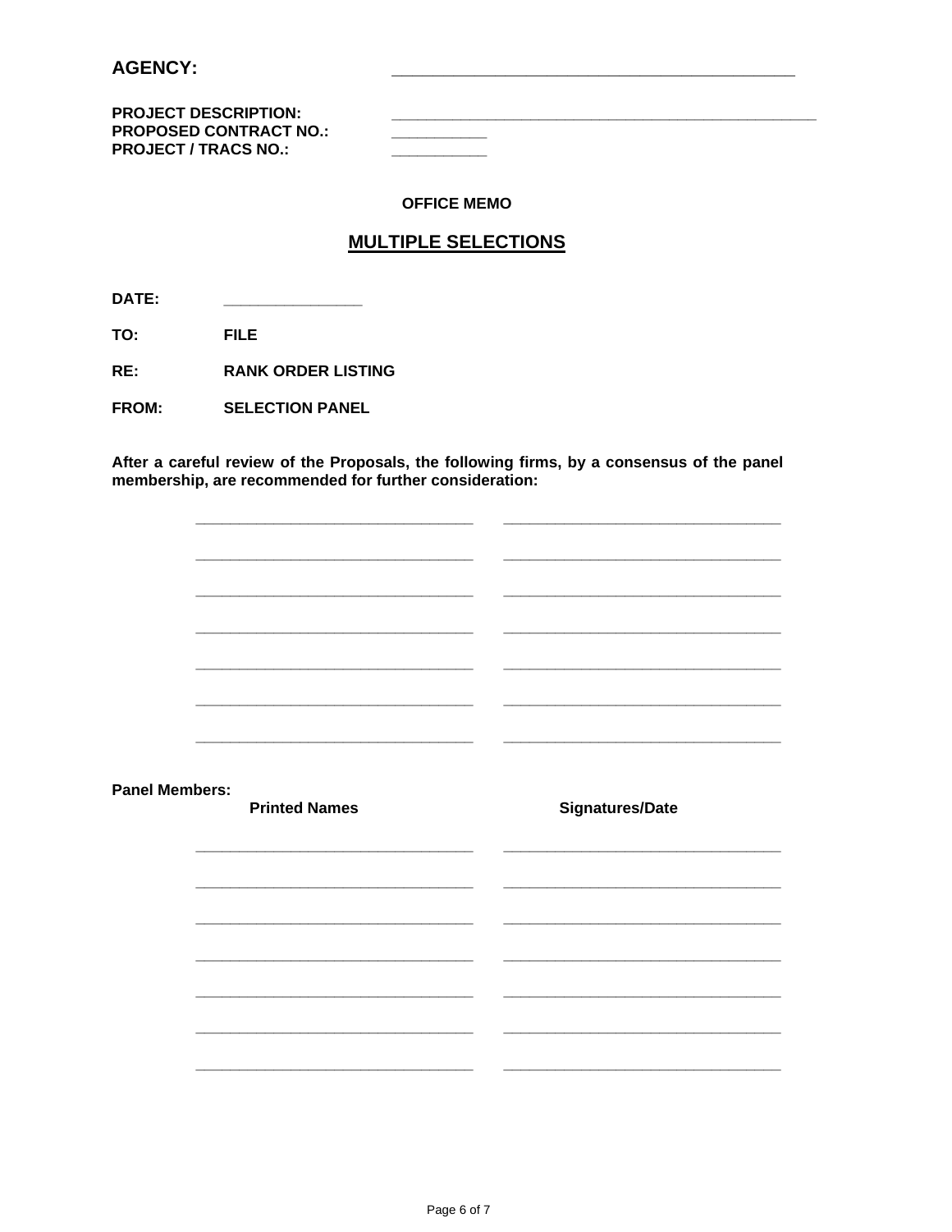**AGENCY:** ____________________________________________

**PROJECT DESCRIPTION:** ______________________________________________

**PROPOSED CONTRACT NO.:** __________

**PROJECT / TRACS NO.:** __________

**OFFICE MEMO**

## MULTIPLE SELECTIONS

**DATE:** _______________

**TO:** **FILE**

**RE:** **RANK ORDER LISTING**

**FROM:** **SELECTION PANEL**

**After a careful review of the Proposals, the following firms, by a consensus of the panel membership, are recommended for further consideration:**

| | |
|---|---|
| ______________________________ | ______________________________ |
| ______________________________ | ______________________________ |
| ______________________________ | ______________________________ |
| ______________________________ | ______________________________ |
| ______________________________ | ______________________________ |
| ______________________________ | ______________________________ |
| ______________________________ | ______________________________ |

**Panel Members:**

| **Printed Names** | **Signatures/Date** |
|---|---|
| ______________________________ | ______________________________ |
| ______________________________ | ______________________________ |
| ______________________________ | ______________________________ |
| ______________________________ | ______________________________ |
| ______________________________ | ______________________________ |
| ______________________________ | ______________________________ |
| ______________________________ | ______________________________ |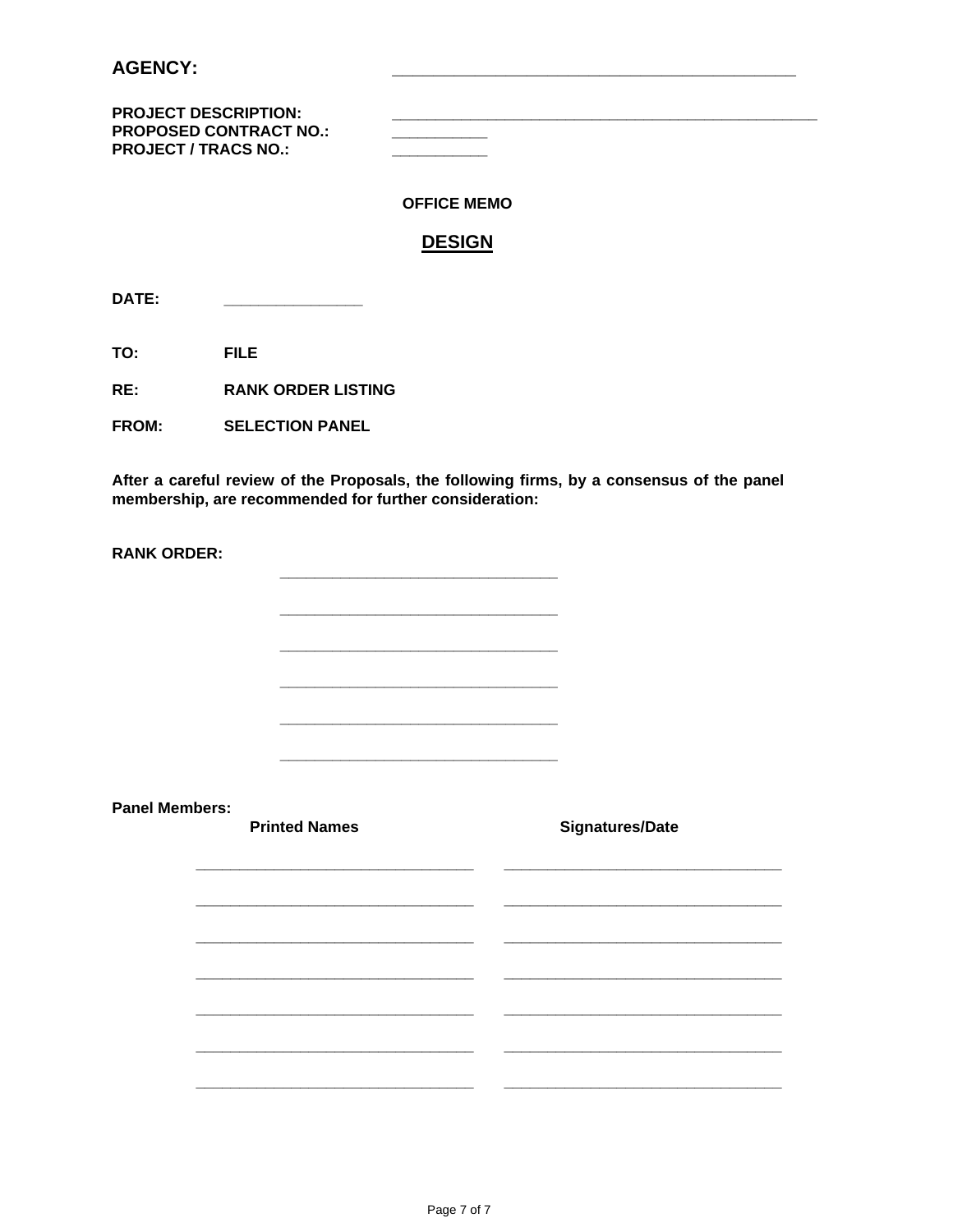**AGENCY:** ____________________________________________

**PROJECT DESCRIPTION:** ______________________________________________
**PROPOSED CONTRACT NO.:** ___________
**PROJECT / TRACS NO.:** ___________

**OFFICE MEMO**

## DESIGN

**DATE:** _______________

**TO:** **FILE**

**RE:** **RANK ORDER LISTING**

**FROM:** **SELECTION PANEL**

**After a careful review of the Proposals, the following firms, by a consensus of the panel membership, are recommended for further consideration:**

**RANK ORDER:**

______________________________

______________________________

______________________________

______________________________

______________________________

______________________________

**Panel Members:**

| **Printed Names** | **Signatures/Date** |
|---|---|
| ______________________________ | ______________________________ |
| ______________________________ | ______________________________ |
| ______________________________ | ______________________________ |
| ______________________________ | ______________________________ |
| ______________________________ | ______________________________ |
| ______________________________ | ______________________________ |
| ______________________________ | ______________________________ |